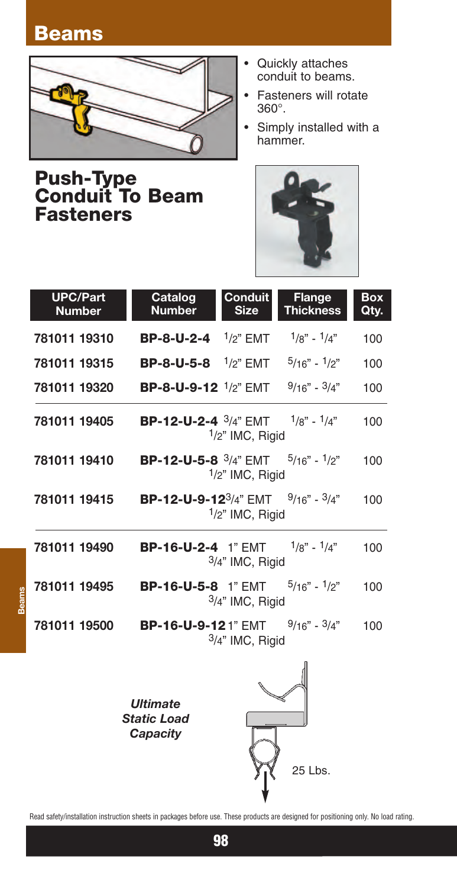# Beams

## Push-Type Conduit To Beam Fasteners

- Quickly attaches conduit to beams.
- Fasteners will rotate 360°.
- Simply installed with a hammer.

| UPC/Part Number | Catalog Number | Conduit Size | Flange Thickness | Box Qty. |
|---|---|---|---|---|
| 781011 19310 | **BP-8-U-2-4** | 1/2" EMT | 1/8" - 1/4" | 100 |
| 781011 19315 | **BP-8-U-5-8** | 1/2" EMT | 5/16" - 1/2" | 100 |
| 781011 19320 | **BP-8-U-9-12** | 1/2" EMT | 9/16" - 3/4" | 100 |
| 781011 19405 | **BP-12-U-2-4** | 3/4" EMT 1/2" IMC, Rigid | 1/8" - 1/4" | 100 |
| 781011 19410 | **BP-12-U-5-8** | 3/4" EMT 1/2" IMC, Rigid | 5/16" - 1/2" | 100 |
| 781011 19415 | **BP-12-U-9-12** | 3/4" EMT 1/2" IMC, Rigid | 9/16" - 3/4" | 100 |
| 781011 19490 | **BP-16-U-2-4** | 1" EMT 3/4" IMC, Rigid | 1/8" - 1/4" | 100 |
| 781011 19495 | **BP-16-U-5-8** | 1" EMT 3/4" IMC, Rigid | 5/16" - 1/2" | 100 |
| 781011 19500 | **BP-16-U-9-12** | 1" EMT 3/4" IMC, Rigid | 9/16" - 3/4" | 100 |

***Ultimate Static Load Capacity***

25 Lbs.

Read safety/installation instruction sheets in packages before use. These products are designed for positioning only. No load rating.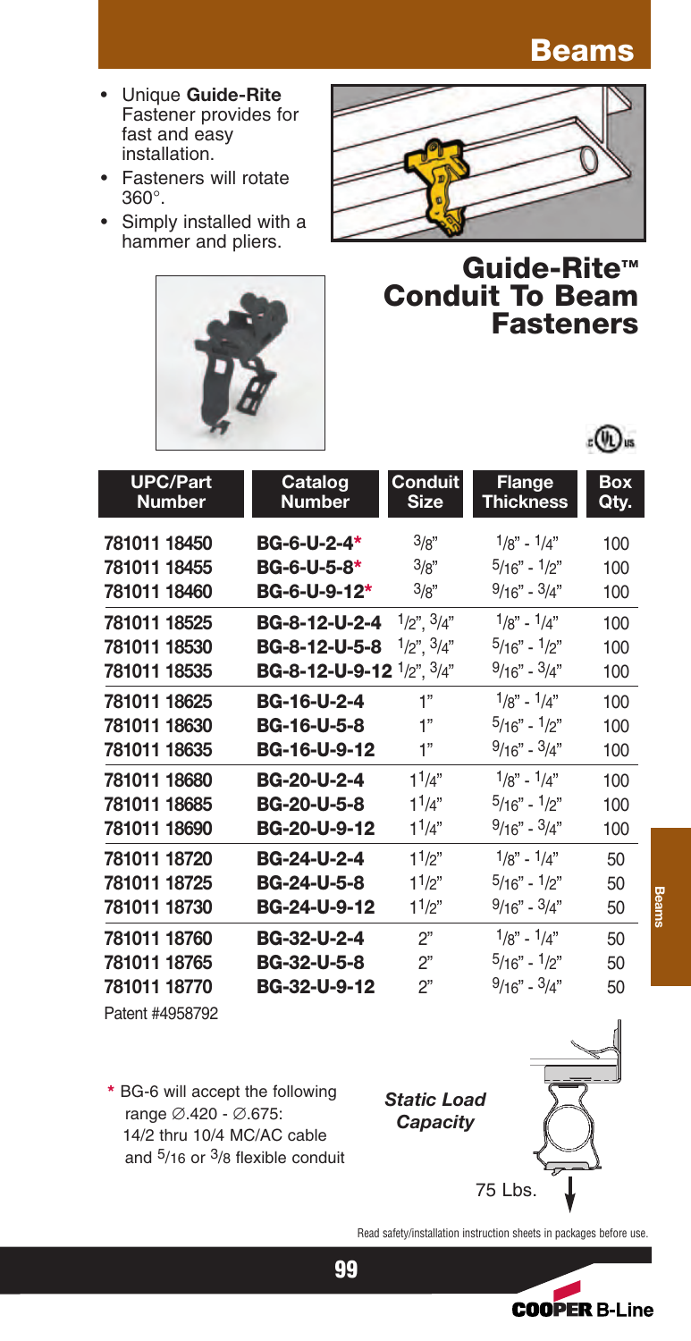# Beams

- Unique **Guide-Rite** Fastener provides for fast and easy installation.
- Fasteners will rotate 360°.
- Simply installed with a hammer and pliers.

## Guide-Rite™ Conduit To Beam Fasteners

| UPC/Part Number | Catalog Number | Conduit Size | Flange Thickness | Box Qty. |
|---|---|---|---|---|
| 781011 18450 | BG-6-U-2-4* | 3/8" | 1/8" - 1/4" | 100 |
| 781011 18455 | BG-6-U-5-8* | 3/8" | 5/16" - 1/2" | 100 |
| 781011 18460 | BG-6-U-9-12* | 3/8" | 9/16" - 3/4" | 100 |
| 781011 18525 | BG-8-12-U-2-4 | 1/2", 3/4" | 1/8" - 1/4" | 100 |
| 781011 18530 | BG-8-12-U-5-8 | 1/2", 3/4" | 5/16" - 1/2" | 100 |
| 781011 18535 | BG-8-12-U-9-12 | 1/2", 3/4" | 9/16" - 3/4" | 100 |
| 781011 18625 | BG-16-U-2-4 | 1" | 1/8" - 1/4" | 100 |
| 781011 18630 | BG-16-U-5-8 | 1" | 5/16" - 1/2" | 100 |
| 781011 18635 | BG-16-U-9-12 | 1" | 9/16" - 3/4" | 100 |
| 781011 18680 | BG-20-U-2-4 | 1 1/4" | 1/8" - 1/4" | 100 |
| 781011 18685 | BG-20-U-5-8 | 1 1/4" | 5/16" - 1/2" | 100 |
| 781011 18690 | BG-20-U-9-12 | 1 1/4" | 9/16" - 3/4" | 100 |
| 781011 18720 | BG-24-U-2-4 | 1 1/2" | 1/8" - 1/4" | 50 |
| 781011 18725 | BG-24-U-5-8 | 1 1/2" | 5/16" - 1/2" | 50 |
| 781011 18730 | BG-24-U-9-12 | 1 1/2" | 9/16" - 3/4" | 50 |
| 781011 18760 | BG-32-U-2-4 | 2" | 1/8" - 1/4" | 50 |
| 781011 18765 | BG-32-U-5-8 | 2" | 5/16" - 1/2" | 50 |
| 781011 18770 | BG-32-U-9-12 | 2" | 9/16" - 3/4" | 50 |

Patent #4958792

\* BG-6 will accept the following range ∅.420 - ∅.675:
14/2 thru 10/4 MC/AC cable
and 5/16 or 3/8 flexible conduit

***Static Load Capacity***

75 Lbs.

Read safety/installation instruction sheets in packages before use.